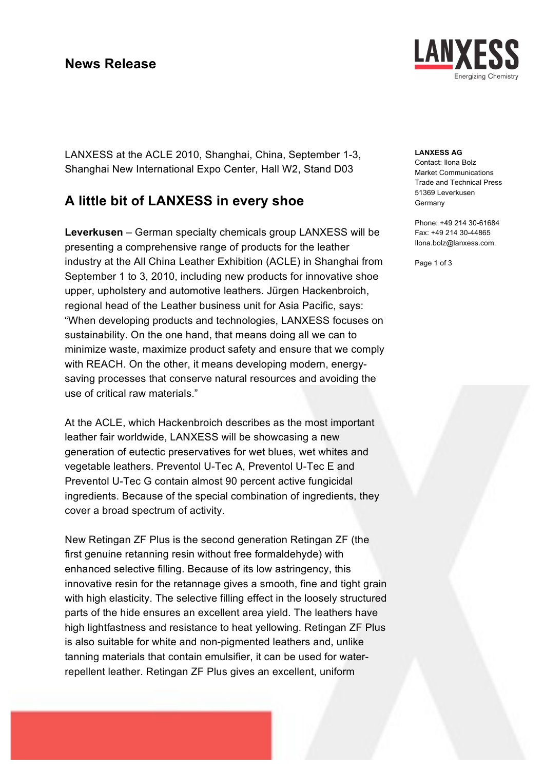# News Release

**LANXESS AG**
Contact: Ilona Bolz
Market Communications
Trade and Technical Press
51369 Leverkusen
Germany

Phone: +49 214 30-61684
Fax: +49 214 30-44865
Ilona.bolz@lanxess.com

LANXESS at the ACLE 2010, Shanghai, China, September 1-3, Shanghai New International Expo Center, Hall W2, Stand D03

## A little bit of LANXESS in every shoe

**Leverkusen** – German specialty chemicals group LANXESS will be presenting a comprehensive range of products for the leather industry at the All China Leather Exhibition (ACLE) in Shanghai from September 1 to 3, 2010, including new products for innovative shoe upper, upholstery and automotive leathers. Jürgen Hackenbroich, regional head of the Leather business unit for Asia Pacific, says: "When developing products and technologies, LANXESS focuses on sustainability. On the one hand, that means doing all we can to minimize waste, maximize product safety and ensure that we comply with REACH. On the other, it means developing modern, energy-saving processes that conserve natural resources and avoiding the use of critical raw materials."

At the ACLE, which Hackenbroich describes as the most important leather fair worldwide, LANXESS will be showcasing a new generation of eutectic preservatives for wet blues, wet whites and vegetable leathers. Preventol U-Tec A, Preventol U-Tec E and Preventol U-Tec G contain almost 90 percent active fungicidal ingredients. Because of the special combination of ingredients, they cover a broad spectrum of activity.

New Retingan ZF Plus is the second generation Retingan ZF (the first genuine retanning resin without free formaldehyde) with enhanced selective filling. Because of its low astringency, this innovative resin for the retannage gives a smooth, fine and tight grain with high elasticity. The selective filling effect in the loosely structured parts of the hide ensures an excellent area yield. The leathers have high lightfastness and resistance to heat yellowing. Retingan ZF Plus is also suitable for white and non-pigmented leathers and, unlike tanning materials that contain emulsifier, it can be used for water-repellent leather. Retingan ZF Plus gives an excellent, uniform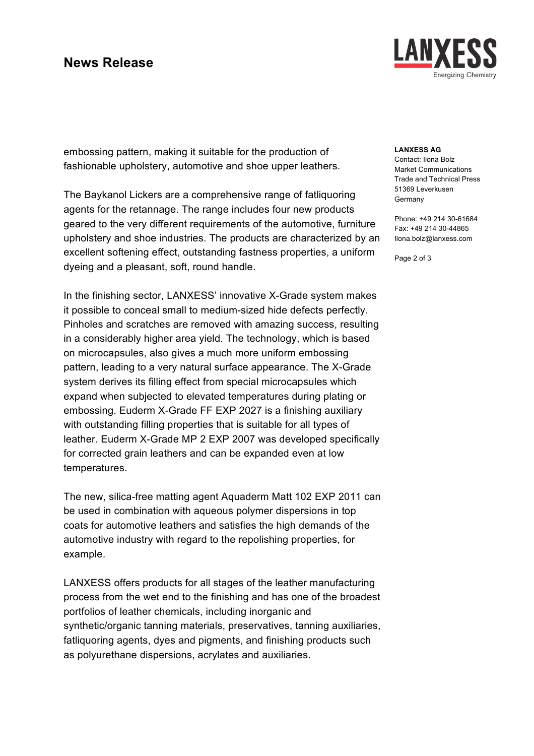embossing pattern, making it suitable for the production of fashionable upholstery, automotive and shoe upper leathers.

The Baykanol Lickers are a comprehensive range of fatliquoring agents for the retannage. The range includes four new products geared to the very different requirements of the automotive, furniture upholstery and shoe industries. The products are characterized by an excellent softening effect, outstanding fastness properties, a uniform dyeing and a pleasant, soft, round handle.

In the finishing sector, LANXESS' innovative X-Grade system makes it possible to conceal small to medium-sized hide defects perfectly. Pinholes and scratches are removed with amazing success, resulting in a considerably higher area yield. The technology, which is based on microcapsules, also gives a much more uniform embossing pattern, leading to a very natural surface appearance. The X-Grade system derives its filling effect from special microcapsules which expand when subjected to elevated temperatures during plating or embossing. Euderm X-Grade FF EXP 2027 is a finishing auxiliary with outstanding filling properties that is suitable for all types of leather. Euderm X-Grade MP 2 EXP 2007 was developed specifically for corrected grain leathers and can be expanded even at low temperatures.

The new, silica-free matting agent Aquaderm Matt 102 EXP 2011 can be used in combination with aqueous polymer dispersions in top coats for automotive leathers and satisfies the high demands of the automotive industry with regard to the repolishing properties, for example.

LANXESS offers products for all stages of the leather manufacturing process from the wet end to the finishing and has one of the broadest portfolios of leather chemicals, including inorganic and synthetic/organic tanning materials, preservatives, tanning auxiliaries, fatliquoring agents, dyes and pigments, and finishing products such as polyurethane dispersions, acrylates and auxiliaries.

**LANXESS AG**
Contact: Ilona Bolz
Market Communications
Trade and Technical Press
51369 Leverkusen
Germany

Phone: +49 214 30-61684
Fax: +49 214 30-44865
ilona.bolz@lanxess.com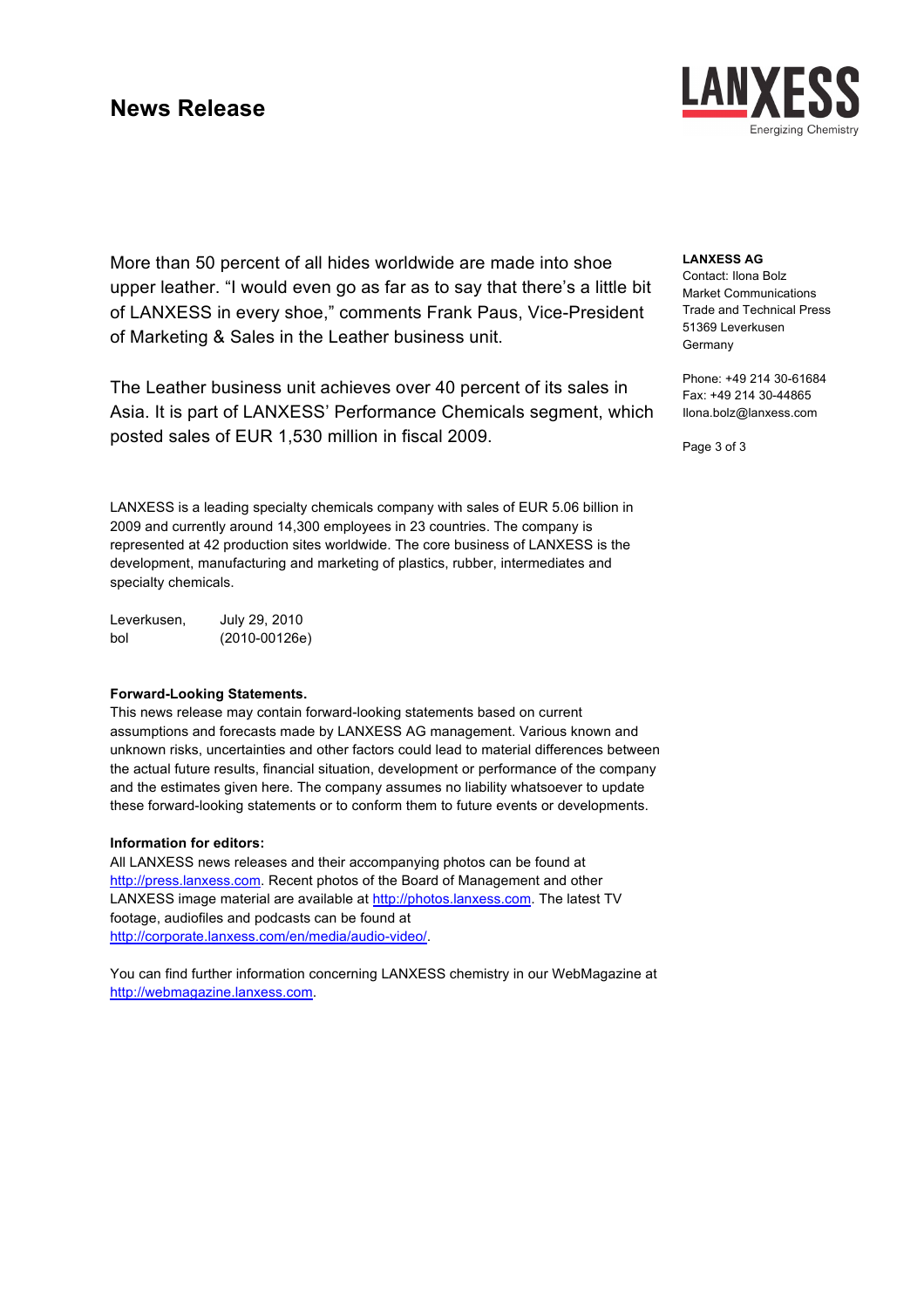# News Release

**LANXESS AG**
Contact: Ilona Bolz
Market Communications
Trade and Technical Press
51369 Leverkusen
Germany

Phone: +49 214 30-61684
Fax: +49 214 30-44865
ilona.bolz@lanxess.com

More than 50 percent of all hides worldwide are made into shoe upper leather. "I would even go as far as to say that there's a little bit of LANXESS in every shoe," comments Frank Paus, Vice-President of Marketing & Sales in the Leather business unit.

The Leather business unit achieves over 40 percent of its sales in Asia. It is part of LANXESS' Performance Chemicals segment, which posted sales of EUR 1,530 million in fiscal 2009.

LANXESS is a leading specialty chemicals company with sales of EUR 5.06 billion in 2009 and currently around 14,300 employees in 23 countries. The company is represented at 42 production sites worldwide. The core business of LANXESS is the development, manufacturing and marketing of plastics, rubber, intermediates and specialty chemicals.

Leverkusen, July 29, 2010
bol (2010-00126e)

**Forward-Looking Statements.**
This news release may contain forward-looking statements based on current assumptions and forecasts made by LANXESS AG management. Various known and unknown risks, uncertainties and other factors could lead to material differences between the actual future results, financial situation, development or performance of the company and the estimates given here. The company assumes no liability whatsoever to update these forward-looking statements or to conform them to future events or developments.

**Information for editors:**
All LANXESS news releases and their accompanying photos can be found at http://press.lanxess.com. Recent photos of the Board of Management and other LANXESS image material are available at http://photos.lanxess.com. The latest TV footage, audiofiles and podcasts can be found at http://corporate.lanxess.com/en/media/audio-video/.

You can find further information concerning LANXESS chemistry in our WebMagazine at http://webmagazine.lanxess.com.